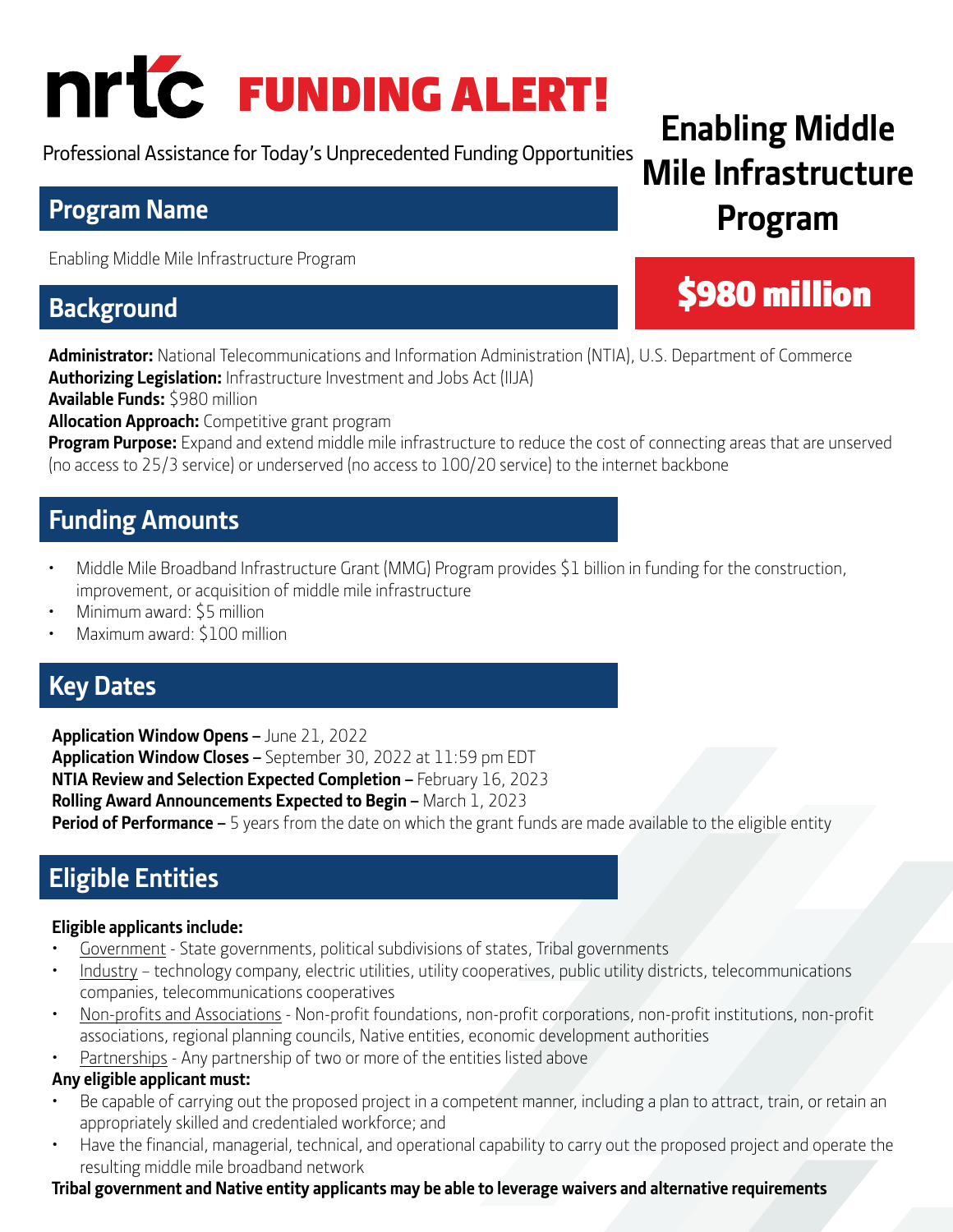# nrtc FUNDING ALERT!

Professional Assistance for Today's Unprecedented Funding Opportunities

**Enabling Middle Mile Infrastructure Program**

**$980 million**

## Program Name

Enabling Middle Mile Infrastructure Program

## Background

**Administrator:** National Telecommunications and Information Administration (NTIA), U.S. Department of Commerce
**Authorizing Legislation:** Infrastructure Investment and Jobs Act (IIJA)
**Available Funds:** $980 million
**Allocation Approach:** Competitive grant program
**Program Purpose:** Expand and extend middle mile infrastructure to reduce the cost of connecting areas that are unserved (no access to 25/3 service) or underserved (no access to 100/20 service) to the internet backbone

## Funding Amounts

- Middle Mile Broadband Infrastructure Grant (MMG) Program provides $1 billion in funding for the construction, improvement, or acquisition of middle mile infrastructure
- Minimum award: $5 million
- Maximum award: $100 million

## Key Dates

**Application Window Opens –** June 21, 2022
**Application Window Closes –** September 30, 2022 at 11:59 pm EDT
**NTIA Review and Selection Expected Completion –** February 16, 2023
**Rolling Award Announcements Expected to Begin –** March 1, 2023
**Period of Performance –** 5 years from the date on which the grant funds are made available to the eligible entity

## Eligible Entities

**Eligible applicants include:**

- Government - State governments, political subdivisions of states, Tribal governments
- Industry – technology company, electric utilities, utility cooperatives, public utility districts, telecommunications companies, telecommunications cooperatives
- Non-profits and Associations - Non-profit foundations, non-profit corporations, non-profit institutions, non-profit associations, regional planning councils, Native entities, economic development authorities
- Partnerships - Any partnership of two or more of the entities listed above

**Any eligible applicant must:**

- Be capable of carrying out the proposed project in a competent manner, including a plan to attract, train, or retain an appropriately skilled and credentialed workforce; and
- Have the financial, managerial, technical, and operational capability to carry out the proposed project and operate the resulting middle mile broadband network

**Tribal government and Native entity applicants may be able to leverage waivers and alternative requirements**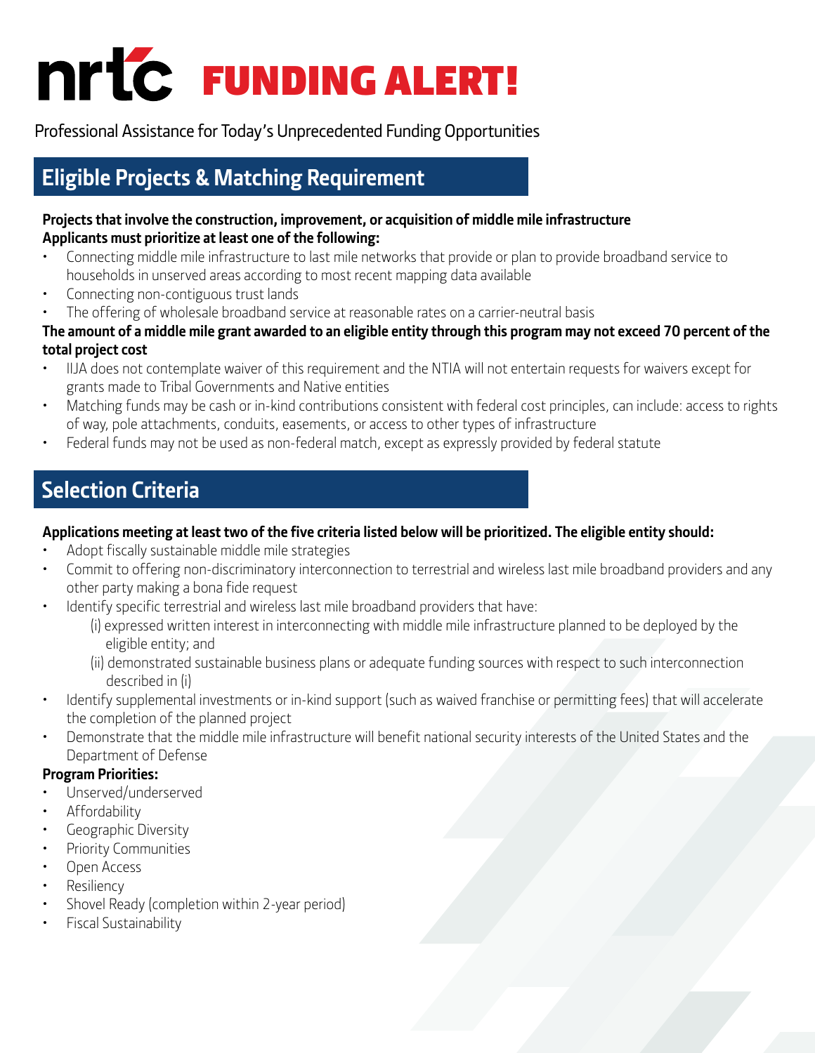# nrtc FUNDING ALERT!

Professional Assistance for Today's Unprecedented Funding Opportunities

## Eligible Projects & Matching Requirement

**Projects that involve the construction, improvement, or acquisition of middle mile infrastructure**
**Applicants must prioritize at least one of the following:**

- Connecting middle mile infrastructure to last mile networks that provide or plan to provide broadband service to households in unserved areas according to most recent mapping data available
- Connecting non-contiguous trust lands
- The offering of wholesale broadband service at reasonable rates on a carrier-neutral basis

**The amount of a middle mile grant awarded to an eligible entity through this program may not exceed 70 percent of the total project cost**

- IIJA does not contemplate waiver of this requirement and the NTIA will not entertain requests for waivers except for grants made to Tribal Governments and Native entities
- Matching funds may be cash or in-kind contributions consistent with federal cost principles, can include: access to rights of way, pole attachments, conduits, easements, or access to other types of infrastructure
- Federal funds may not be used as non-federal match, except as expressly provided by federal statute

## Selection Criteria

**Applications meeting at least two of the five criteria listed below will be prioritized. The eligible entity should:**

- Adopt fiscally sustainable middle mile strategies
- Commit to offering non-discriminatory interconnection to terrestrial and wireless last mile broadband providers and any other party making a bona fide request
- Identify specific terrestrial and wireless last mile broadband providers that have:
  - (i) expressed written interest in interconnecting with middle mile infrastructure planned to be deployed by the eligible entity; and
  - (ii) demonstrated sustainable business plans or adequate funding sources with respect to such interconnection described in (i)
- Identify supplemental investments or in-kind support (such as waived franchise or permitting fees) that will accelerate the completion of the planned project
- Demonstrate that the middle mile infrastructure will benefit national security interests of the United States and the Department of Defense

**Program Priorities:**

- Unserved/underserved
- Affordability
- Geographic Diversity
- Priority Communities
- Open Access
- Resiliency
- Shovel Ready (completion within 2-year period)
- Fiscal Sustainability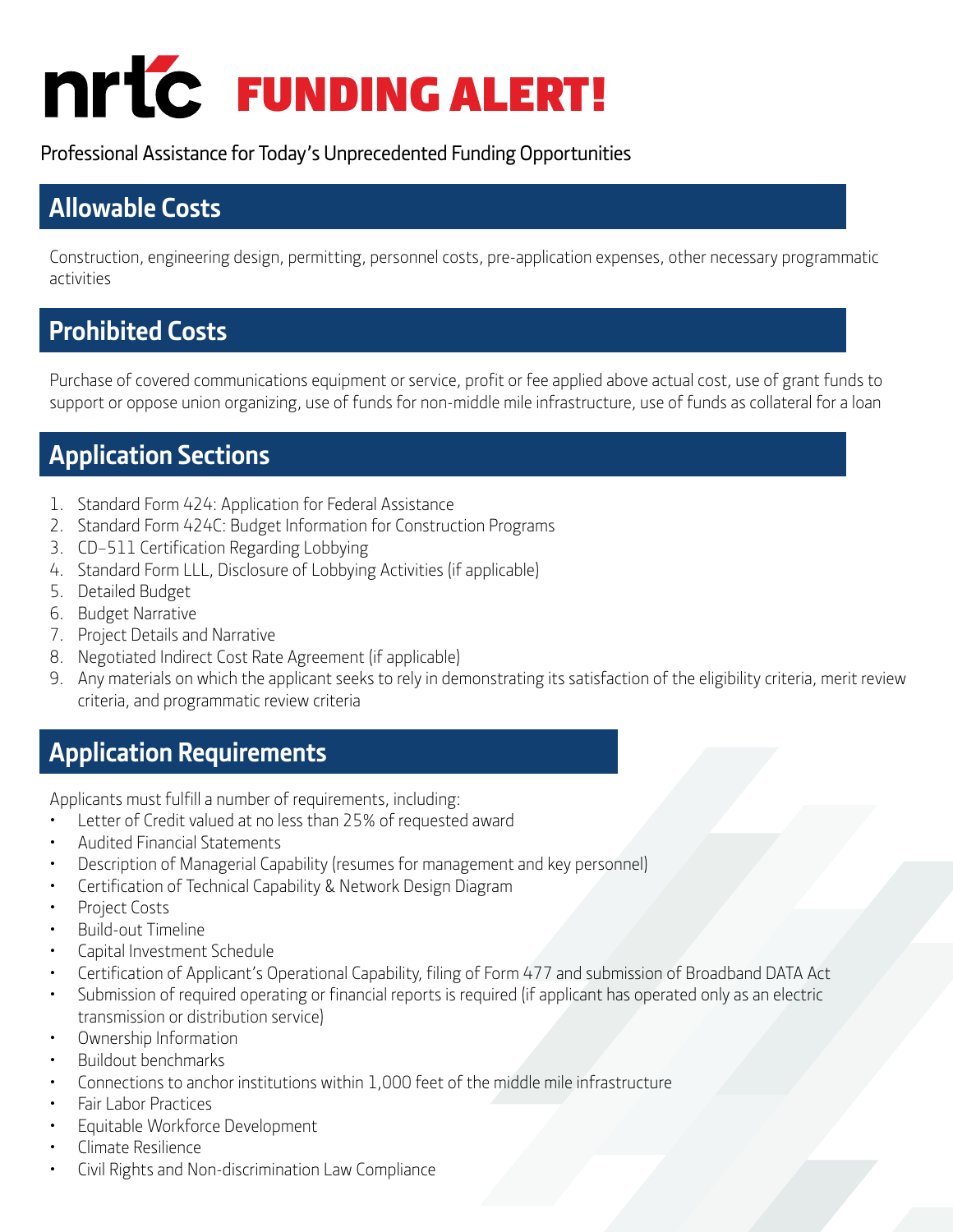# nrtc FUNDING ALERT!

Professional Assistance for Today's Unprecedented Funding Opportunities

## Allowable Costs

Construction, engineering design, permitting, personnel costs, pre-application expenses, other necessary programmatic activities

## Prohibited Costs

Purchase of covered communications equipment or service, profit or fee applied above actual cost, use of grant funds to support or oppose union organizing, use of funds for non-middle mile infrastructure, use of funds as collateral for a loan

## Application Sections

1. Standard Form 424: Application for Federal Assistance
2. Standard Form 424C: Budget Information for Construction Programs
3. CD–511 Certification Regarding Lobbying
4. Standard Form LLL, Disclosure of Lobbying Activities (if applicable)
5. Detailed Budget
6. Budget Narrative
7. Project Details and Narrative
8. Negotiated Indirect Cost Rate Agreement (if applicable)
9. Any materials on which the applicant seeks to rely in demonstrating its satisfaction of the eligibility criteria, merit review criteria, and programmatic review criteria

## Application Requirements

Applicants must fulfill a number of requirements, including:

- Letter of Credit valued at no less than 25% of requested award
- Audited Financial Statements
- Description of Managerial Capability (resumes for management and key personnel)
- Certification of Technical Capability & Network Design Diagram
- Project Costs
- Build-out Timeline
- Capital Investment Schedule
- Certification of Applicant's Operational Capability, filing of Form 477 and submission of Broadband DATA Act
- Submission of required operating or financial reports is required (if applicant has operated only as an electric transmission or distribution service)
- Ownership Information
- Buildout benchmarks
- Connections to anchor institutions within 1,000 feet of the middle mile infrastructure
- Fair Labor Practices
- Equitable Workforce Development
- Climate Resilience
- Civil Rights and Non-discrimination Law Compliance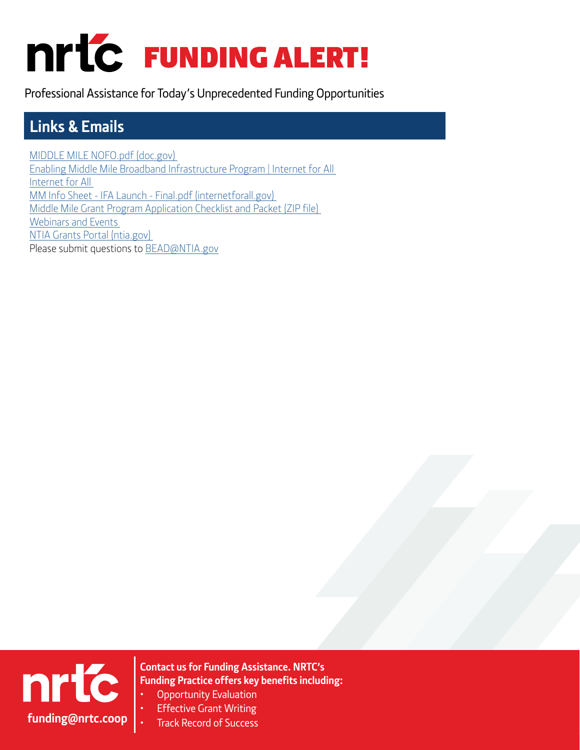# nrtc FUNDING ALERT!

Professional Assistance for Today's Unprecedented Funding Opportunities

## Links & Emails

MIDDLE MILE NOFO.pdf (doc.gov)
Enabling Middle Mile Broadband Infrastructure Program | Internet for All
Internet for All
MM Info Sheet - IFA Launch - Final.pdf (internetforall.gov)
Middle Mile Grant Program Application Checklist and Packet (ZIP file)
Webinars and Events
NTIA Grants Portal (ntia.gov)
Please submit questions to BEAD@NTIA.gov

nrtc
funding@nrtc.coop

**Contact us for Funding Assistance. NRTC's Funding Practice offers key benefits including:**

- Opportunity Evaluation
- Effective Grant Writing
- Track Record of Success